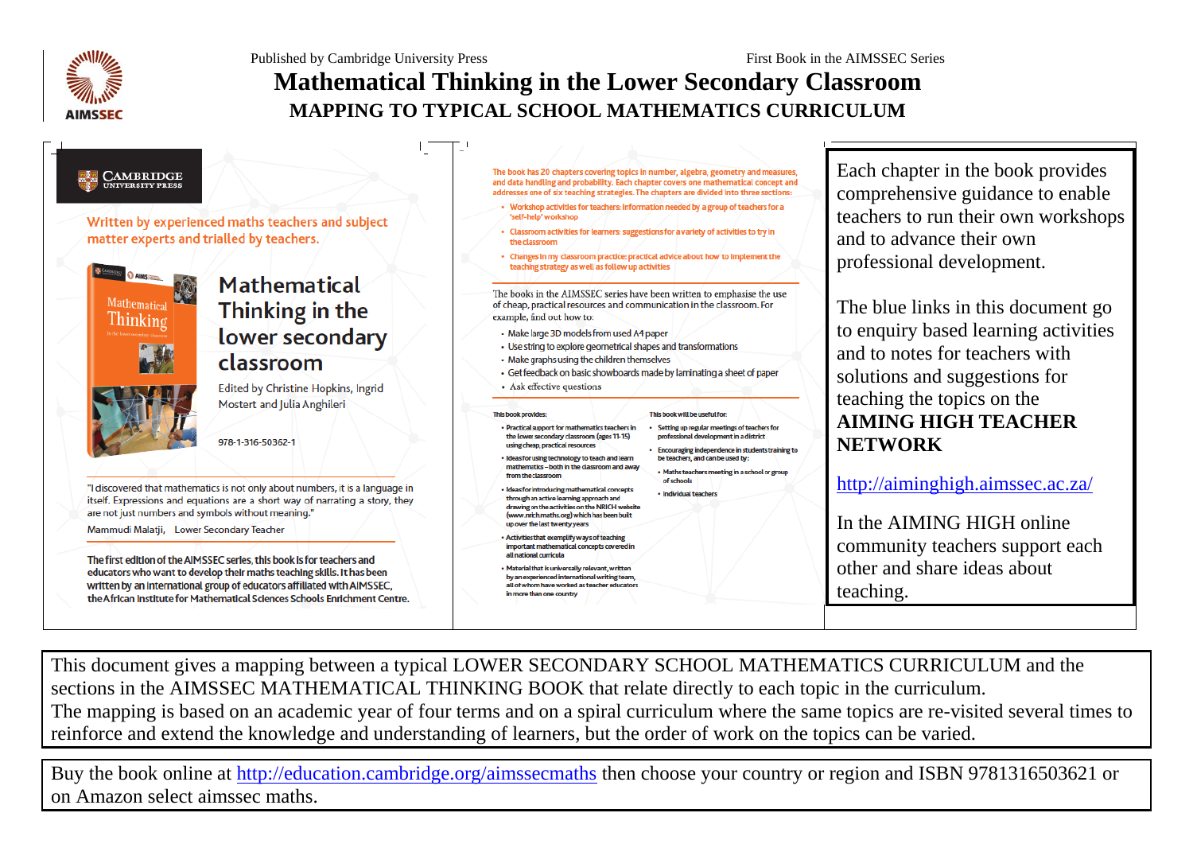Published by Cambridge University Press

First Book in the AIMSSEC Series

# Mathematical Thinking in the Lower Secondary Classroom

## MAPPING TO TYPICAL SCHOOL MATHEMATICS CURRICULUM

CAMBRIDGE UNIVERSITY PRESS

Written by experienced maths teachers and subject matter experts and trialled by teachers.

### Mathematical Thinking in the lower secondary classroom

Edited by Christine Hopkins, Ingrid Mostert and Julia Anghileri

978-1-316-50362-1

"I discovered that mathematics is not only about numbers, it is a language in itself. Expressions and equations are a short way of narrating a story, they are not just numbers and symbols without meaning."

Mammudi Malatji, Lower Secondary Teacher

**The first edition of the AIMSSEC series, this book is for teachers and educators who want to develop their maths teaching skills. It has been written by an international group of educators affiliated with AIMSSEC, the African Institute for Mathematical Sciences Schools Enrichment Centre.**

The book has 20 chapters covering topics in number, algebra, geometry and measures, and data handling and probability. Each chapter covers one mathematical concept and addresses one of six teaching strategies. The chapters are divided into three sections:

- Workshop activities for teachers: information needed by a group of teachers for a 'self-help' workshop
- Classroom activities for learners: suggestions for a variety of activities to try in the classroom
- Changes in my classroom practice: practical advice about how to implement the teaching strategy as well as follow up activities

The books in the AIMSSEC series have been written to emphasise the use of cheap, practical resources and communication in the classroom. For example, find out how to:

- Make large 3D models from used A4 paper
- Use string to explore geometrical shapes and transformations
- Make graphs using the children themselves
- Get feedback on basic showboards made by laminating a sheet of paper
- Ask effective questions

This book provides:

- Practical support for mathematics teachers in the lower secondary classroom (ages 11-15) using cheap, practical resources
- Ideas for using technology to teach and learn mathematics – both in the classroom and away from the classroom
- Ideas for introducing mathematical concepts through an active learning approach and drawing on the activities on the NRICH website (www.nrichmaths.org) which has been built up over the last twenty years
- Activities that exemplify ways of teaching important mathematical concepts covered in all national curricula
- Material that is universally relevant, written by an experienced international writing team, all of whom have worked as teacher educators in more than one country

This book will be useful for:

- Setting up regular meetings of teachers for professional development in a district
- Encouraging independence in students training to be teachers, and can be used by:
  - Maths teachers meeting in a school or group of schools
  - Individual teachers

Each chapter in the book provides comprehensive guidance to enable teachers to run their own workshops and to advance their own professional development.

The blue links in this document go to enquiry based learning activities and to notes for teachers with solutions and suggestions for teaching the topics on the **AIMING HIGH TEACHER NETWORK**

http://aiminghigh.aimssec.ac.za/

In the AIMING HIGH online community teachers support each other and share ideas about teaching.

This document gives a mapping between a typical LOWER SECONDARY SCHOOL MATHEMATICS CURRICULUM and the sections in the AIMSSEC MATHEMATICAL THINKING BOOK that relate directly to each topic in the curriculum.
The mapping is based on an academic year of four terms and on a spiral curriculum where the same topics are re-visited several times to reinforce and extend the knowledge and understanding of learners, but the order of work on the topics can be varied.

Buy the book online at http://education.cambridge.org/aimssecmaths then choose your country or region and ISBN 9781316503621 or on Amazon select aimssec maths.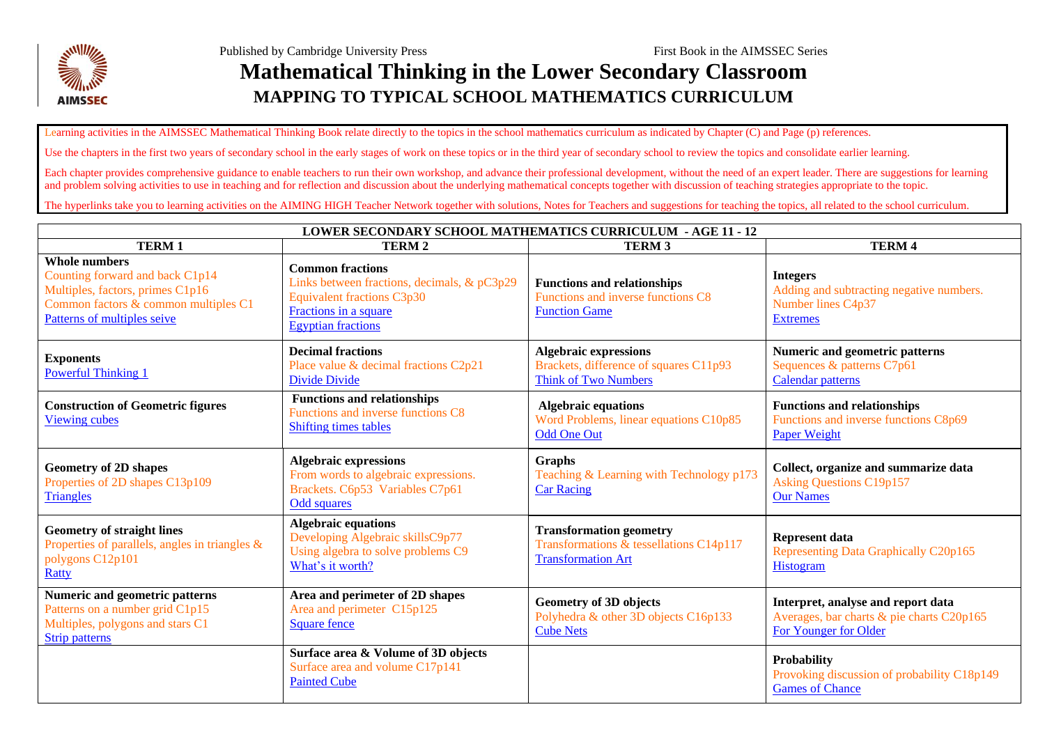Published by Cambridge University Press First Book in the AIMSSEC Series

# Mathematical Thinking in the Lower Secondary Classroom

## MAPPING TO TYPICAL SCHOOL MATHEMATICS CURRICULUM

Learning activities in the AIMSSEC Mathematical Thinking Book relate directly to the topics in the school mathematics curriculum as indicated by Chapter (C) and Page (p) references.

Use the chapters in the first two years of secondary school in the early stages of work on these topics or in the third year of secondary school to review the topics and consolidate earlier learning.

Each chapter provides comprehensive guidance to enable teachers to run their own workshop, and advance their professional development, without the need of an expert leader. There are suggestions for learning and problem solving activities to use in teaching and for reflection and discussion about the underlying mathematical concepts together with discussion of teaching strategies appropriate to the topic.

The hyperlinks take you to learning activities on the AIMING HIGH Teacher Network together with solutions, Notes for Teachers and suggestions for teaching the topics, all related to the school curriculum.

| LOWER SECONDARY SCHOOL MATHEMATICS CURRICULUM - AGE 11 - 12 | | | |
|---|---|---|---|
| **TERM 1** | **TERM 2** | **TERM 3** | **TERM 4** |
| **Whole numbers**<br>Counting forward and back C1p14<br>Multiples, factors, primes C1p16<br>Common factors & common multiples C1<br>Patterns of multiples seive | **Common fractions**<br>Links between fractions, decimals, & pC3p29<br>Equivalent fractions C3p30<br>Fractions in a square<br>Egyptian fractions | **Functions and relationships**<br>Functions and inverse functions C8<br>Function Game | **Integers**<br>Adding and subtracting negative numbers.<br>Number lines C4p37<br>Extremes |
| **Exponents**<br>Powerful Thinking 1 | **Decimal fractions**<br>Place value & decimal fractions C2p21<br>Divide Divide | **Algebraic expressions**<br>Brackets, difference of squares C11p93<br>Think of Two Numbers | **Numeric and geometric patterns**<br>Sequences & patterns C7p61<br>Calendar patterns |
| **Construction of Geometric figures**<br>Viewing cubes | **Functions and relationships**<br>Functions and inverse functions C8<br>Shifting times tables | **Algebraic equations**<br>Word Problems, linear equations C10p85<br>Odd One Out | **Functions and relationships**<br>Functions and inverse functions C8p69<br>Paper Weight |
| **Geometry of 2D shapes**<br>Properties of 2D shapes C13p109<br>Triangles | **Algebraic expressions**<br>From words to algebraic expressions.<br>Brackets. C6p53 Variables C7p61<br>Odd squares | **Graphs**<br>Teaching & Learning with Technology p173<br>Car Racing | **Collect, organize and summarize data**<br>Asking Questions C19p157<br>Our Names |
| **Geometry of straight lines**<br>Properties of parallels, angles in triangles & polygons C12p101<br>Ratty | **Algebraic equations**<br>Developing Algebraic skillsC9p77<br>Using algebra to solve problems C9<br>What's it worth? | **Transformation geometry**<br>Transformations & tessellations C14p117<br>Transformation Art | **Represent data**<br>Representing Data Graphically C20p165<br>Histogram |
| **Numeric and geometric patterns**<br>Patterns on a number grid C1p15<br>Multiples, polygons and stars C1<br>Strip patterns | **Area and perimeter of 2D shapes**<br>Area and perimeter C15p125<br>Square fence | **Geometry of 3D objects**<br>Polyhedra & other 3D objects C16p133<br>Cube Nets | **Interpret, analyse and report data**<br>Averages, bar charts & pie charts C20p165<br>For Younger for Older |
| | **Surface area & Volume of 3D objects**<br>Surface area and volume C17p141<br>Painted Cube | | **Probability**<br>Provoking discussion of probability C18p149<br>Games of Chance |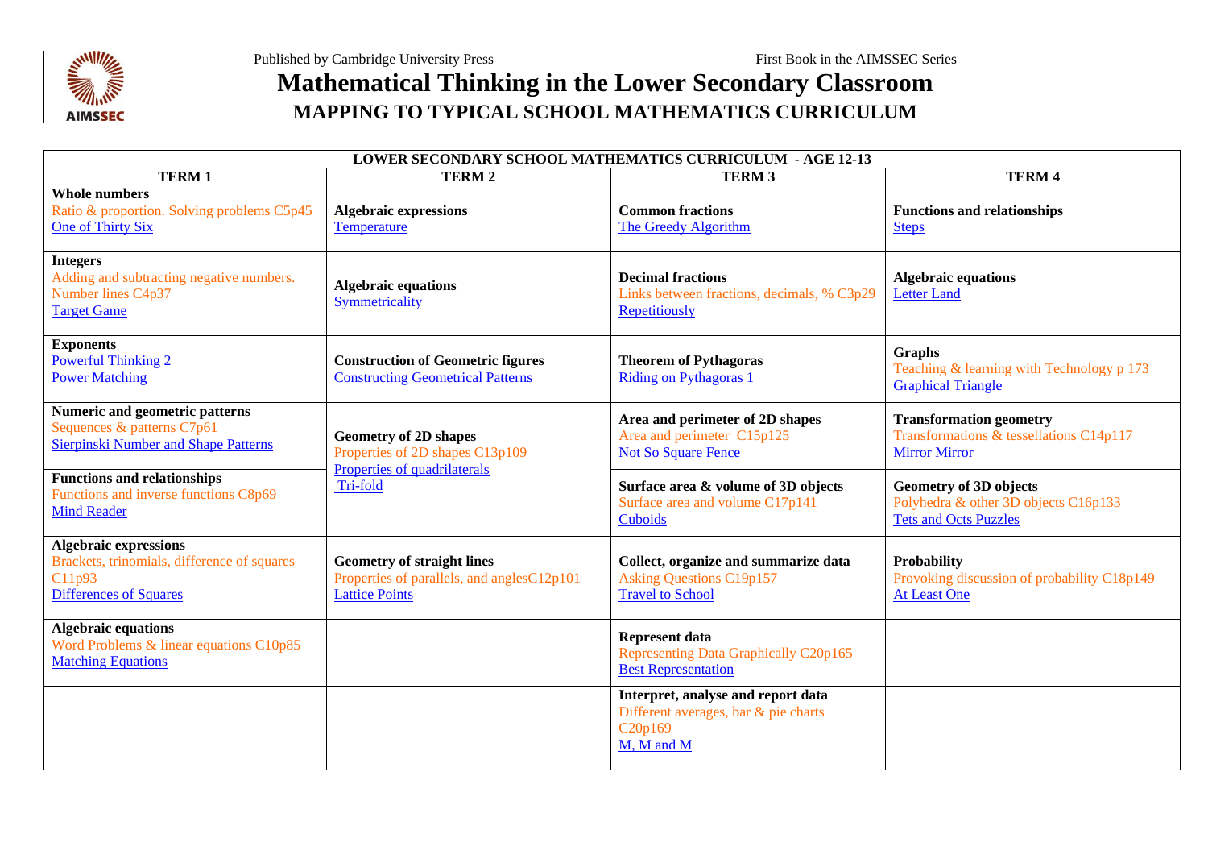Published by Cambridge University Press — First Book in the AIMSSEC Series

# Mathematical Thinking in the Lower Secondary Classroom

## MAPPING TO TYPICAL SCHOOL MATHEMATICS CURRICULUM

| LOWER SECONDARY SCHOOL MATHEMATICS CURRICULUM - AGE 12-13 | | | |
|---|---|---|---|
| **TERM 1** | **TERM 2** | **TERM 3** | **TERM 4** |
| **Whole numbers**<br>Ratio & proportion. Solving problems C5p45<br>One of Thirty Six | **Algebraic expressions**<br>Temperature | **Common fractions**<br>The Greedy Algorithm | **Functions and relationships**<br>Steps |
| **Integers**<br>Adding and subtracting negative numbers. Number lines C4p37<br>Target Game | **Algebraic equations**<br>Symmetricality | **Decimal fractions**<br>Links between fractions, decimals, % C3p29<br>Repetitiously | **Algebraic equations**<br>Letter Land |
| **Exponents**<br>Powerful Thinking 2<br>Power Matching | **Construction of Geometric figures**<br>Constructing Geometrical Patterns | **Theorem of Pythagoras**<br>Riding on Pythagoras 1 | **Graphs**<br>Teaching & learning with Technology p 173<br>Graphical Triangle |
| **Numeric and geometric patterns**<br>Sequences & patterns C7p61<br>Sierpinski Number and Shape Patterns | **Geometry of 2D shapes**<br>Properties of 2D shapes C13p109<br>Properties of quadrilaterals<br>Tri-fold | **Area and perimeter of 2D shapes**<br>Area and perimeter C15p125<br>Not So Square Fence | **Transformation geometry**<br>Transformations & tessellations C14p117<br>Mirror Mirror |
| **Functions and relationships**<br>Functions and inverse functions C8p69<br>Mind Reader | | **Surface area & volume of 3D objects**<br>Surface area and volume C17p141<br>Cuboids | **Geometry of 3D objects**<br>Polyhedra & other 3D objects C16p133<br>Tets and Octs Puzzles |
| **Algebraic expressions**<br>Brackets, trinomials, difference of squares C11p93<br>Differences of Squares | **Geometry of straight lines**<br>Properties of parallels, and anglesC12p101<br>Lattice Points | **Collect, organize and summarize data**<br>Asking Questions C19p157<br>Travel to School | **Probability**<br>Provoking discussion of probability C18p149<br>At Least One |
| **Algebraic equations**<br>Word Problems & linear equations C10p85<br>Matching Equations | | **Represent data**<br>Representing Data Graphically C20p165<br>Best Representation | |
| | | **Interpret, analyse and report data**<br>Different averages, bar & pie charts C20p169<br>M, M and M | |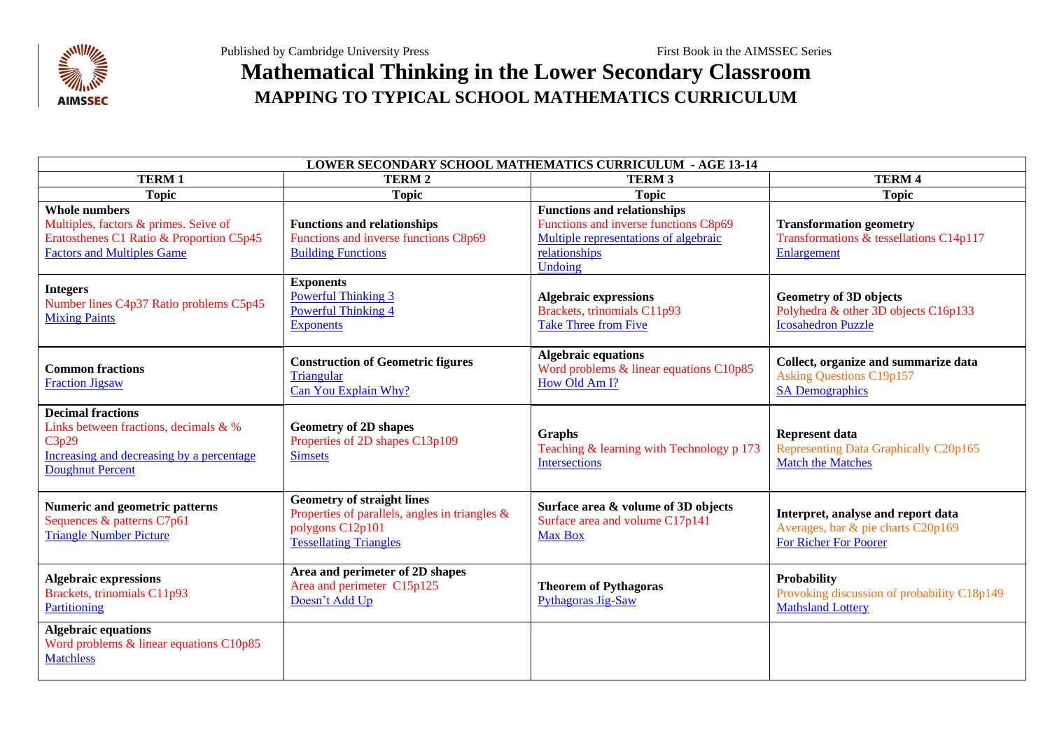Published by Cambridge University Press — First Book in the AIMSSEC Series

# Mathematical Thinking in the Lower Secondary Classroom

## MAPPING TO TYPICAL SCHOOL MATHEMATICS CURRICULUM

| LOWER SECONDARY SCHOOL MATHEMATICS CURRICULUM - AGE 13-14 | | | |
|---|---|---|---|
| **TERM 1** | **TERM 2** | **TERM 3** | **TERM 4** |
| **Topic** | **Topic** | **Topic** | **Topic** |
| **Whole numbers**<br>Multiples, factors & primes. Seive of Eratosthenes C1 Ratio & Proportion C5p45<br>Factors and Multiples Game | **Functions and relationships**<br>Functions and inverse functions C8p69<br>Building Functions | **Functions and relationships**<br>Functions and inverse functions C8p69<br>Multiple representations of algebraic relationships<br>Undoing | **Transformation geometry**<br>Transformations & tessellations C14p117<br>Enlargement |
| **Integers**<br>Number lines C4p37 Ratio problems C5p45<br>Mixing Paints | **Exponents**<br>Powerful Thinking 3<br>Powerful Thinking 4<br>Exponents | **Algebraic expressions**<br>Brackets, trinomials C11p93<br>Take Three from Five | **Geometry of 3D objects**<br>Polyhedra & other 3D objects C16p133<br>Icosahedron Puzzle |
| **Common fractions**<br>Fraction Jigsaw | **Construction of Geometric figures**<br>Triangular<br>Can You Explain Why? | **Algebraic equations**<br>Word problems & linear equations C10p85<br>How Old Am I? | **Collect, organize and summarize data**<br>Asking Questions C19p157<br>SA Demographics |
| **Decimal fractions**<br>Links between fractions, decimals & % C3p29<br>Increasing and decreasing by a percentage<br>Doughnut Percent | **Geometry of 2D shapes**<br>Properties of 2D shapes C13p109<br>Simsets | **Graphs**<br>Teaching & learning with Technology p 173<br>Intersections | **Represent data**<br>Representing Data Graphically C20p165<br>Match the Matches |
| **Numeric and geometric patterns**<br>Sequences & patterns C7p61<br>Triangle Number Picture | **Geometry of straight lines**<br>Properties of parallels, angles in triangles & polygons C12p101<br>Tessellating Triangles | **Surface area & volume of 3D objects**<br>Surface area and volume C17p141<br>Max Box | **Interpret, analyse and report data**<br>Averages, bar & pie charts C20p169<br>For Richer For Poorer |
| **Algebraic expressions**<br>Brackets, trinomials C11p93<br>Partitioning | **Area and perimeter of 2D shapes**<br>Area and perimeter C15p125<br>Doesn't Add Up | **Theorem of Pythagoras**<br>Pythagoras Jig-Saw | **Probability**<br>Provoking discussion of probability C18p149<br>Mathsland Lottery |
| **Algebraic equations**<br>Word problems & linear equations C10p85<br>Matchless | | | |